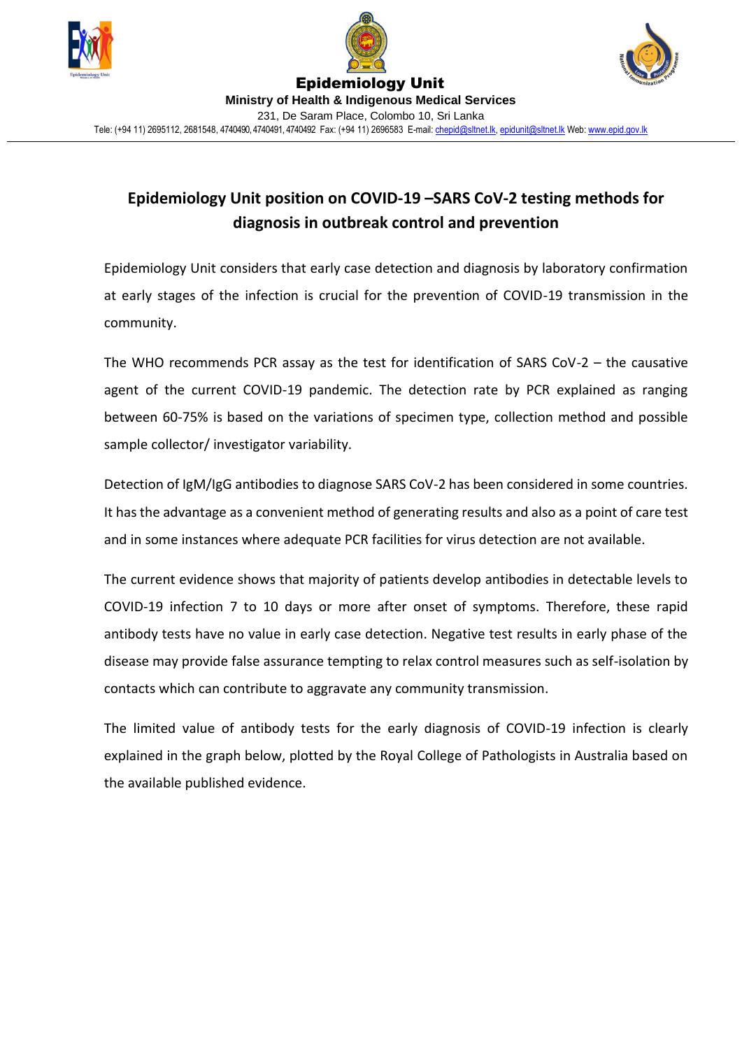**Epidemiology Unit**

**Ministry of Health & Indigenous Medical Services**

231, De Saram Place, Colombo 10, Sri Lanka

Tele: (+94 11) 2695112, 2681548, 4740490, 4740491, 4740492 Fax: (+94 11) 2696583 E-mail: chepid@sltnet.lk, epidunit@sltnet.lk Web: www.epid.gov.lk

# Epidemiology Unit position on COVID-19 –SARS CoV-2 testing methods for diagnosis in outbreak control and prevention

Epidemiology Unit considers that early case detection and diagnosis by laboratory confirmation at early stages of the infection is crucial for the prevention of COVID-19 transmission in the community.

The WHO recommends PCR assay as the test for identification of SARS CoV-2 – the causative agent of the current COVID-19 pandemic. The detection rate by PCR explained as ranging between 60-75% is based on the variations of specimen type, collection method and possible sample collector/ investigator variability.

Detection of IgM/IgG antibodies to diagnose SARS CoV-2 has been considered in some countries. It has the advantage as a convenient method of generating results and also as a point of care test and in some instances where adequate PCR facilities for virus detection are not available.

The current evidence shows that majority of patients develop antibodies in detectable levels to COVID-19 infection 7 to 10 days or more after onset of symptoms. Therefore, these rapid antibody tests have no value in early case detection. Negative test results in early phase of the disease may provide false assurance tempting to relax control measures such as self-isolation by contacts which can contribute to aggravate any community transmission.

The limited value of antibody tests for the early diagnosis of COVID-19 infection is clearly explained in the graph below, plotted by the Royal College of Pathologists in Australia based on the available published evidence.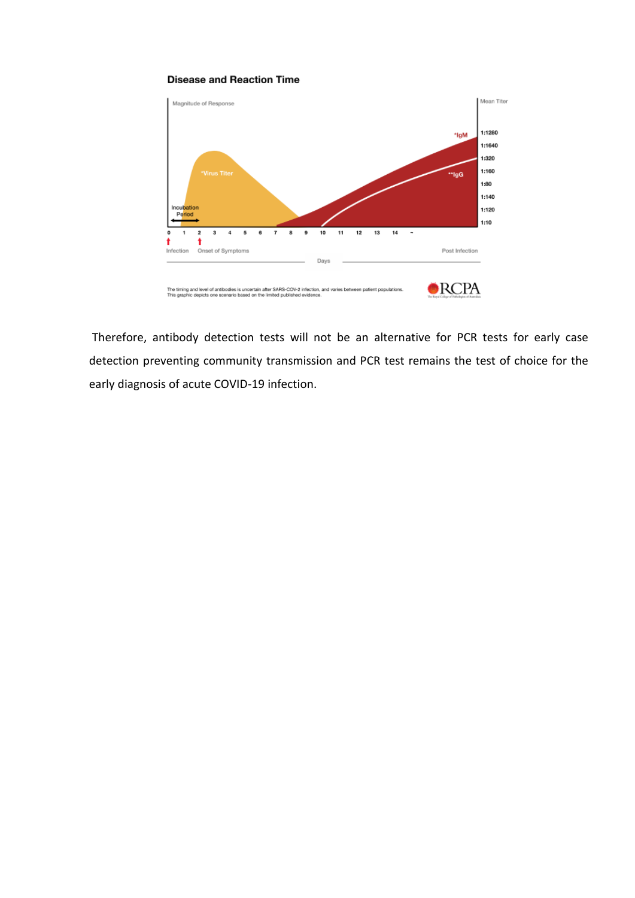**Disease and Reaction Time**

Magnitude of Response

Mean Titer

*IgM

*Virus Titer

**IgG

1:1280
1:1640
1:320
1:160
1:80
1:140
1:120
1:10

Incubation Period

0 1 2 3 4 5 6 7 8 9 10 11 12 13 14 ~

Infection

Onset of Symptoms

Post Infection

Days

The timing and level of antibodies is uncertain after SARS-COV-2 infection, and varies between patient populations.
This graphic depicts one scenario based on the limited published evidence.

RCPA

Therefore, antibody detection tests will not be an alternative for PCR tests for early case detection preventing community transmission and PCR test remains the test of choice for the early diagnosis of acute COVID-19 infection.